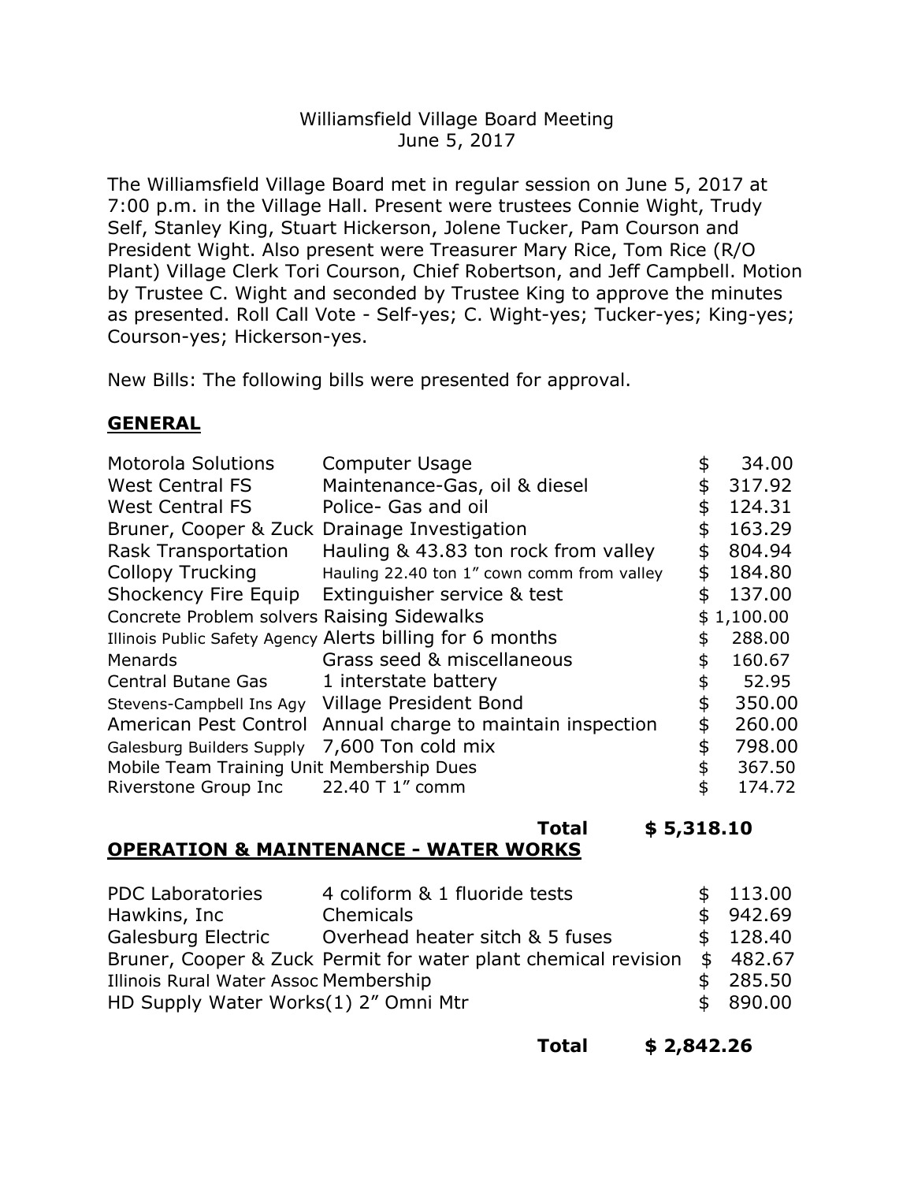Williamsfield Village Board Meeting
June 5, 2017

The Williamsfield Village Board met in regular session on June 5, 2017 at 7:00 p.m. in the Village Hall. Present were trustees Connie Wight, Trudy Self, Stanley King, Stuart Hickerson, Jolene Tucker, Pam Courson and President Wight. Also present were Treasurer Mary Rice, Tom Rice (R/O Plant) Village Clerk Tori Courson, Chief Robertson, and Jeff Campbell. Motion by Trustee C. Wight and seconded by Trustee King to approve the minutes as presented. Roll Call Vote - Self-yes; C. Wight-yes; Tucker-yes; King-yes; Courson-yes; Hickerson-yes.

New Bills: The following bills were presented for approval.

## GENERAL

| | | |
|---|---|---|
| Motorola Solutions | Computer Usage | $ 34.00 |
| West Central FS | Maintenance-Gas, oil & diesel | $ 317.92 |
| West Central FS | Police- Gas and oil | $ 124.31 |
| Bruner, Cooper & Zuck | Drainage Investigation | $ 163.29 |
| Rask Transportation | Hauling & 43.83 ton rock from valley | $ 804.94 |
| Collopy Trucking | Hauling 22.40 ton 1" cown comm from valley | $ 184.80 |
| Shockency Fire Equip | Extinguisher service & test | $ 137.00 |
| Concrete Problem solvers | Raising Sidewalks | $ 1,100.00 |
| Illinois Public Safety Agency | Alerts billing for 6 months | $ 288.00 |
| Menards | Grass seed & miscellaneous | $ 160.67 |
| Central Butane Gas | 1 interstate battery | $ 52.95 |
| Stevens-Campbell Ins Agy | Village President Bond | $ 350.00 |
| American Pest Control | Annual charge to maintain inspection | $ 260.00 |
| Galesburg Builders Supply | 7,600 Ton cold mix | $ 798.00 |
| Mobile Team Training Unit | Membership Dues | $ 367.50 |
| Riverstone Group Inc | 22.40 T 1" comm | $ 174.72 |
| | **Total** | **$ 5,318.10** |

## OPERATION & MAINTENANCE - WATER WORKS

| | | |
|---|---|---|
| PDC Laboratories | 4 coliform & 1 fluoride tests | $ 113.00 |
| Hawkins, Inc | Chemicals | $ 942.69 |
| Galesburg Electric | Overhead heater sitch & 5 fuses | $ 128.40 |
| Bruner, Cooper & Zuck | Permit for water plant chemical revision | $ 482.67 |
| Illinois Rural Water Assoc | Membership | $ 285.50 |
| HD Supply Water Works | (1) 2" Omni Mtr | $ 890.00 |
| | **Total** | **$ 2,842.26** |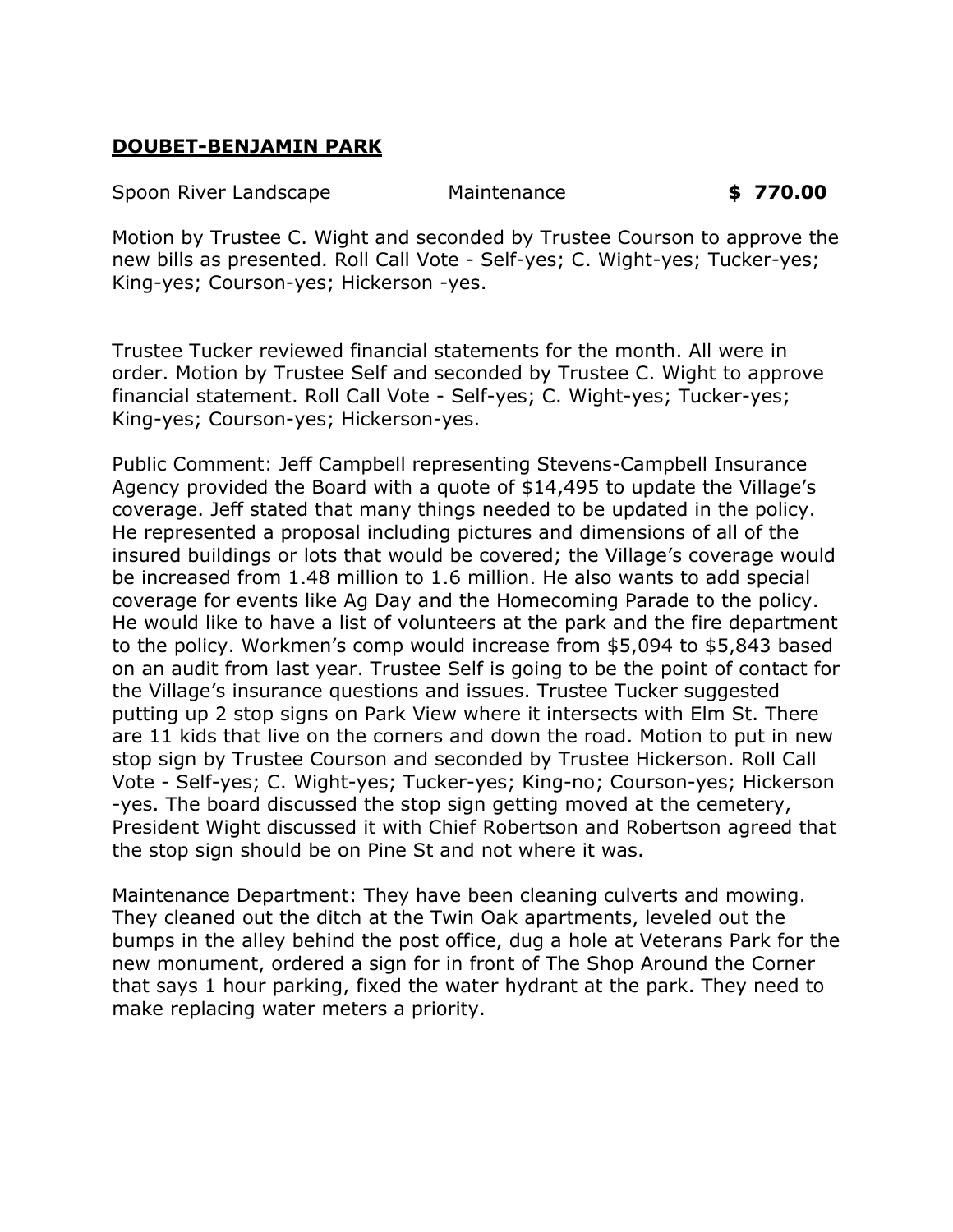**DOUBET-BENJAMIN PARK**

| | | |
|---|---|---|
| Spoon River Landscape | Maintenance | **$ 770.00** |

Motion by Trustee C. Wight and seconded by Trustee Courson to approve the new bills as presented. Roll Call Vote - Self-yes; C. Wight-yes; Tucker-yes; King-yes; Courson-yes; Hickerson -yes.

Trustee Tucker reviewed financial statements for the month. All were in order. Motion by Trustee Self and seconded by Trustee C. Wight to approve financial statement. Roll Call Vote - Self-yes; C. Wight-yes; Tucker-yes; King-yes; Courson-yes; Hickerson-yes.

Public Comment: Jeff Campbell representing Stevens-Campbell Insurance Agency provided the Board with a quote of $14,495 to update the Village's coverage. Jeff stated that many things needed to be updated in the policy. He represented a proposal including pictures and dimensions of all of the insured buildings or lots that would be covered; the Village's coverage would be increased from 1.48 million to 1.6 million. He also wants to add special coverage for events like Ag Day and the Homecoming Parade to the policy. He would like to have a list of volunteers at the park and the fire department to the policy. Workmen's comp would increase from $5,094 to $5,843 based on an audit from last year. Trustee Self is going to be the point of contact for the Village's insurance questions and issues. Trustee Tucker suggested putting up 2 stop signs on Park View where it intersects with Elm St. There are 11 kids that live on the corners and down the road. Motion to put in new stop sign by Trustee Courson and seconded by Trustee Hickerson. Roll Call Vote - Self-yes; C. Wight-yes; Tucker-yes; King-no; Courson-yes; Hickerson -yes. The board discussed the stop sign getting moved at the cemetery, President Wight discussed it with Chief Robertson and Robertson agreed that the stop sign should be on Pine St and not where it was.

Maintenance Department: They have been cleaning culverts and mowing. They cleaned out the ditch at the Twin Oak apartments, leveled out the bumps in the alley behind the post office, dug a hole at Veterans Park for the new monument, ordered a sign for in front of The Shop Around the Corner that says 1 hour parking, fixed the water hydrant at the park. They need to make replacing water meters a priority.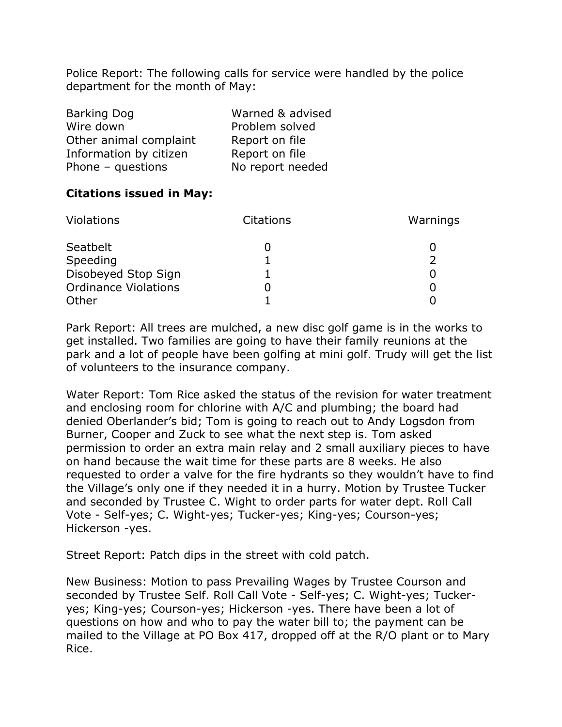Police Report: The following calls for service were handled by the police department for the month of May:

| | |
|---|---|
| Barking Dog | Warned & advised |
| Wire down | Problem solved |
| Other animal complaint | Report on file |
| Information by citizen | Report on file |
| Phone – questions | No report needed |

**Citations issued in May:**

| Violations | Citations | Warnings |
|---|---|---|
| Seatbelt | 0 | 0 |
| Speeding | 1 | 2 |
| Disobeyed Stop Sign | 1 | 0 |
| Ordinance Violations | 0 | 0 |
| Other | 1 | 0 |

Park Report: All trees are mulched, a new disc golf game is in the works to get installed. Two families are going to have their family reunions at the park and a lot of people have been golfing at mini golf. Trudy will get the list of volunteers to the insurance company.

Water Report: Tom Rice asked the status of the revision for water treatment and enclosing room for chlorine with A/C and plumbing; the board had denied Oberlander's bid; Tom is going to reach out to Andy Logsdon from Burner, Cooper and Zuck to see what the next step is. Tom asked permission to order an extra main relay and 2 small auxiliary pieces to have on hand because the wait time for these parts are 8 weeks. He also requested to order a valve for the fire hydrants so they wouldn't have to find the Village's only one if they needed it in a hurry. Motion by Trustee Tucker and seconded by Trustee C. Wight to order parts for water dept. Roll Call Vote - Self-yes; C. Wight-yes; Tucker-yes; King-yes; Courson-yes; Hickerson -yes.

Street Report: Patch dips in the street with cold patch.

New Business: Motion to pass Prevailing Wages by Trustee Courson and seconded by Trustee Self. Roll Call Vote - Self-yes; C. Wight-yes; Tucker-yes; King-yes; Courson-yes; Hickerson -yes. There have been a lot of questions on how and who to pay the water bill to; the payment can be mailed to the Village at PO Box 417, dropped off at the R/O plant or to Mary Rice.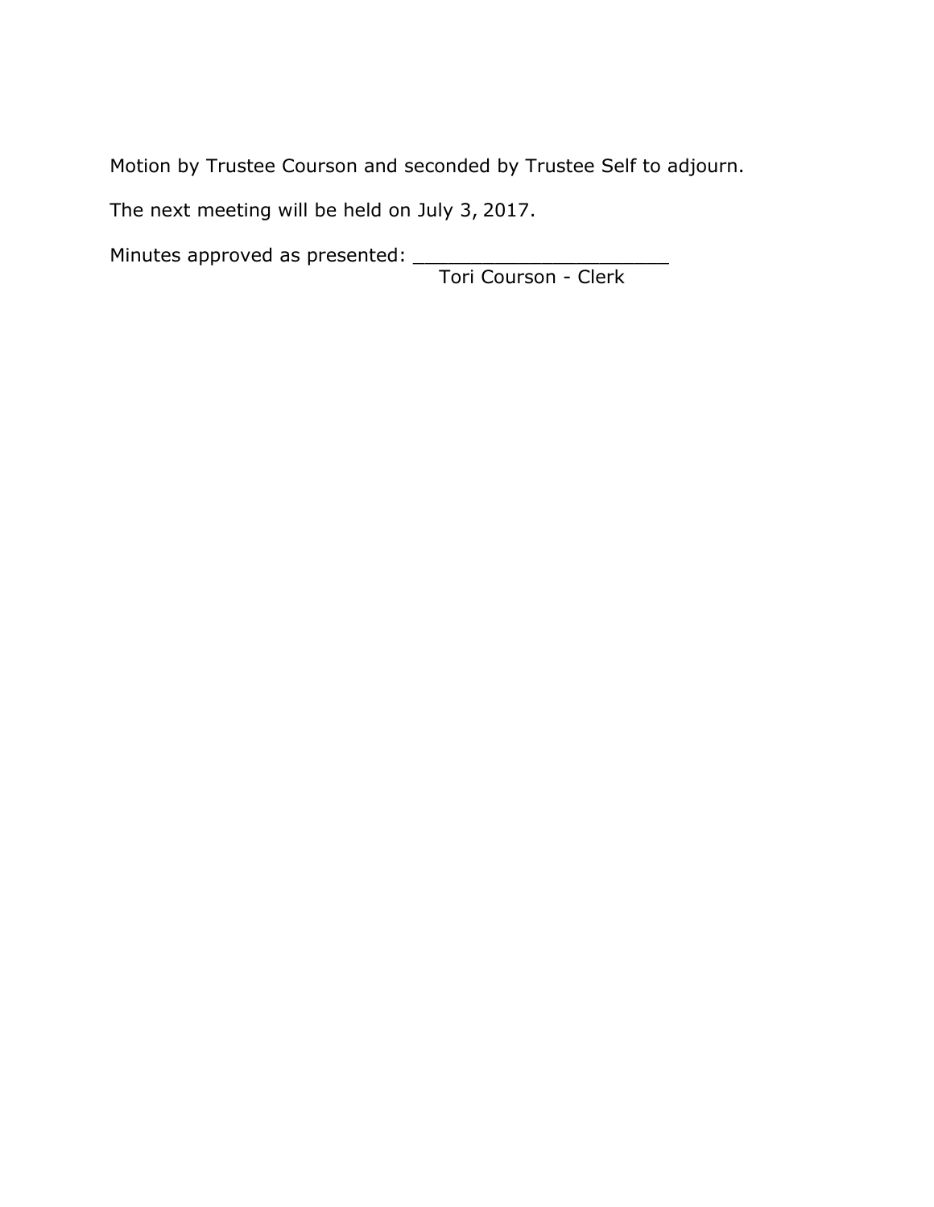Motion by Trustee Courson and seconded by Trustee Self to adjourn.

The next meeting will be held on July 3, 2017.

Minutes approved as presented: ______________________

Tori Courson - Clerk